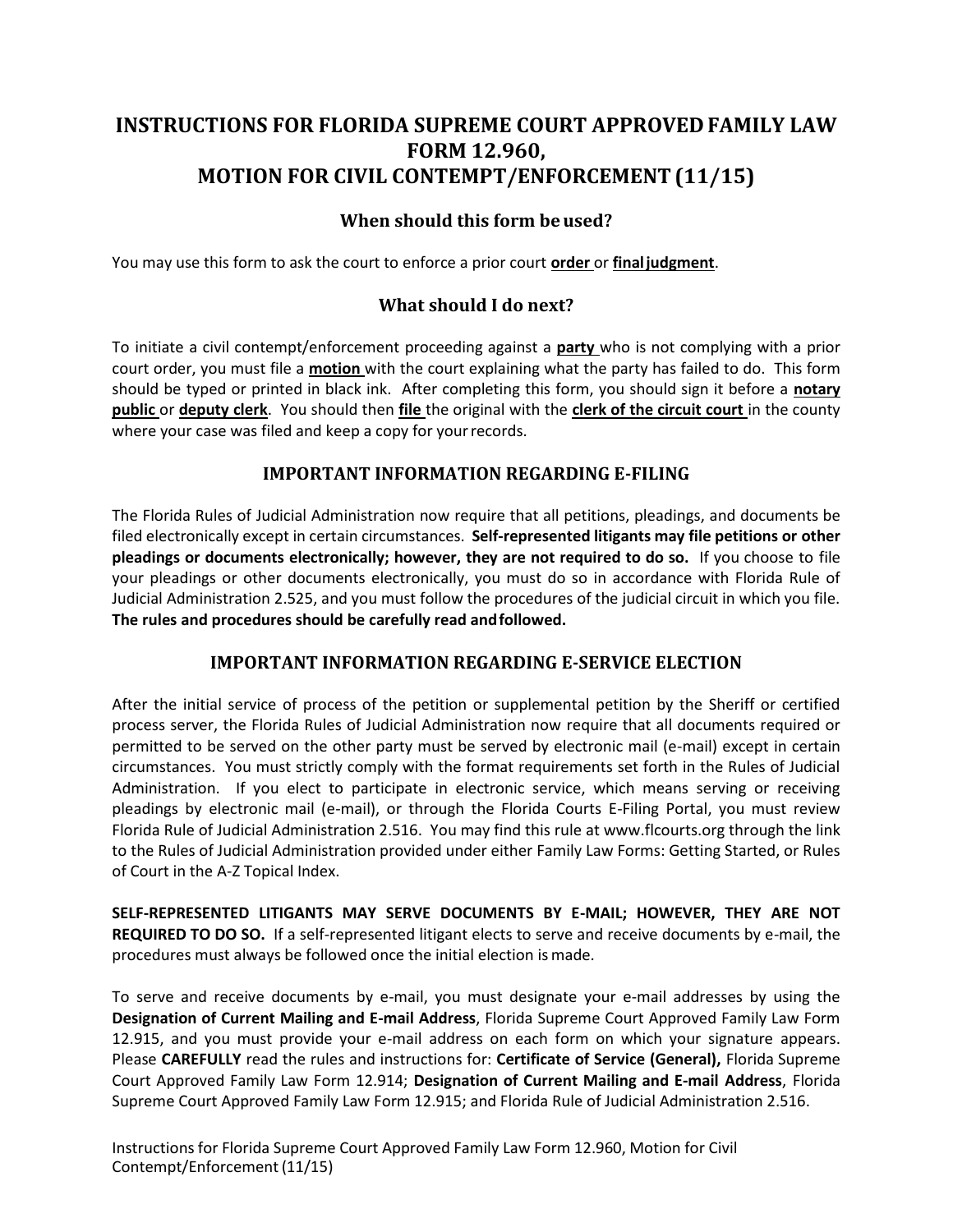# INSTRUCTIONS FOR FLORIDA SUPREME COURT APPROVED FAMILY LAW FORM 12.960, MOTION FOR CIVIL CONTEMPT/ENFORCEMENT (11/15)

## When should this form be used?

You may use this form to ask the court to enforce a prior court **order** or **final judgment**.

## What should I do next?

To initiate a civil contempt/enforcement proceeding against a **party** who is not complying with a prior court order, you must file a **motion** with the court explaining what the party has failed to do. This form should be typed or printed in black ink. After completing this form, you should sign it before a **notary public** or **deputy clerk**. You should then **file** the original with the **clerk of the circuit court** in the county where your case was filed and keep a copy for your records.

### IMPORTANT INFORMATION REGARDING E-FILING

The Florida Rules of Judicial Administration now require that all petitions, pleadings, and documents be filed electronically except in certain circumstances. **Self-represented litigants may file petitions or other pleadings or documents electronically; however, they are not required to do so.** If you choose to file your pleadings or other documents electronically, you must do so in accordance with Florida Rule of Judicial Administration 2.525, and you must follow the procedures of the judicial circuit in which you file. **The rules and procedures should be carefully read and followed.**

### IMPORTANT INFORMATION REGARDING E-SERVICE ELECTION

After the initial service of process of the petition or supplemental petition by the Sheriff or certified process server, the Florida Rules of Judicial Administration now require that all documents required or permitted to be served on the other party must be served by electronic mail (e-mail) except in certain circumstances. You must strictly comply with the format requirements set forth in the Rules of Judicial Administration. If you elect to participate in electronic service, which means serving or receiving pleadings by electronic mail (e-mail), or through the Florida Courts E-Filing Portal, you must review Florida Rule of Judicial Administration 2.516. You may find this rule at www.flcourts.org through the link to the Rules of Judicial Administration provided under either Family Law Forms: Getting Started, or Rules of Court in the A-Z Topical Index.

**SELF-REPRESENTED LITIGANTS MAY SERVE DOCUMENTS BY E-MAIL; HOWEVER, THEY ARE NOT REQUIRED TO DO SO.** If a self-represented litigant elects to serve and receive documents by e-mail, the procedures must always be followed once the initial election is made.

To serve and receive documents by e-mail, you must designate your e-mail addresses by using the **Designation of Current Mailing and E-mail Address**, Florida Supreme Court Approved Family Law Form 12.915, and you must provide your e-mail address on each form on which your signature appears. Please **CAREFULLY** read the rules and instructions for: **Certificate of Service (General),** Florida Supreme Court Approved Family Law Form 12.914; **Designation of Current Mailing and E-mail Address**, Florida Supreme Court Approved Family Law Form 12.915; and Florida Rule of Judicial Administration 2.516.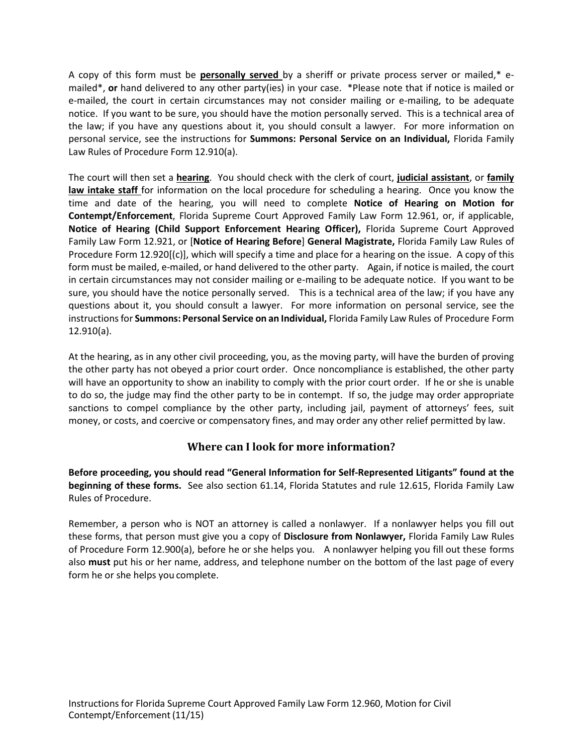A copy of this form must be **personally served** by a sheriff or private process server or mailed,* e-mailed*, **or** hand delivered to any other party(ies) in your case. *Please note that if notice is mailed or e-mailed, the court in certain circumstances may not consider mailing or e-mailing, to be adequate notice. If you want to be sure, you should have the motion personally served. This is a technical area of the law; if you have any questions about it, you should consult a lawyer. For more information on personal service, see the instructions for **Summons: Personal Service on an Individual,** Florida Family Law Rules of Procedure Form 12.910(a).

The court will then set a **hearing**. You should check with the clerk of court, **judicial assistant**, or **family law intake staff** for information on the local procedure for scheduling a hearing. Once you know the time and date of the hearing, you will need to complete **Notice of Hearing on Motion for Contempt/Enforcement**, Florida Supreme Court Approved Family Law Form 12.961, or, if applicable, **Notice of Hearing (Child Support Enforcement Hearing Officer),** Florida Supreme Court Approved Family Law Form 12.921, or [**Notice of Hearing Before**] **General Magistrate,** Florida Family Law Rules of Procedure Form 12.920[(c)], which will specify a time and place for a hearing on the issue. A copy of this form must be mailed, e-mailed, or hand delivered to the other party. Again, if notice is mailed, the court in certain circumstances may not consider mailing or e-mailing to be adequate notice. If you want to be sure, you should have the notice personally served. This is a technical area of the law; if you have any questions about it, you should consult a lawyer. For more information on personal service, see the instructions for **Summons: Personal Service on an Individual,** Florida Family Law Rules of Procedure Form 12.910(a).

At the hearing, as in any other civil proceeding, you, as the moving party, will have the burden of proving the other party has not obeyed a prior court order. Once noncompliance is established, the other party will have an opportunity to show an inability to comply with the prior court order. If he or she is unable to do so, the judge may find the other party to be in contempt. If so, the judge may order appropriate sanctions to compel compliance by the other party, including jail, payment of attorneys' fees, suit money, or costs, and coercive or compensatory fines, and may order any other relief permitted by law.

## Where can I look for more information?

**Before proceeding, you should read "General Information for Self-Represented Litigants" found at the beginning of these forms.** See also section 61.14, Florida Statutes and rule 12.615, Florida Family Law Rules of Procedure.

Remember, a person who is NOT an attorney is called a nonlawyer. If a nonlawyer helps you fill out these forms, that person must give you a copy of **Disclosure from Nonlawyer,** Florida Family Law Rules of Procedure Form 12.900(a), before he or she helps you. A nonlawyer helping you fill out these forms also **must** put his or her name, address, and telephone number on the bottom of the last page of every form he or she helps you complete.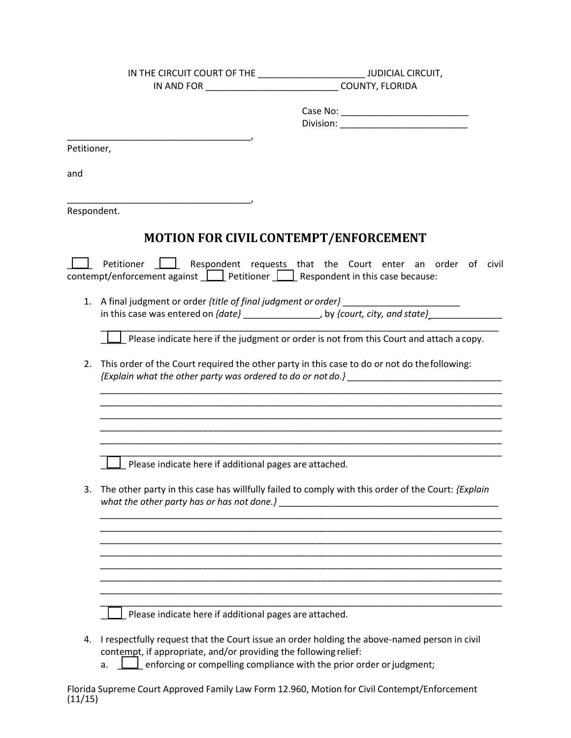IN THE CIRCUIT COURT OF THE _____________________ JUDICIAL CIRCUIT,
IN AND FOR __________________________ COUNTY, FLORIDA

Case No: _________________________
Division: _________________________

_____________________________________,
Petitioner,

and

_____________________________________,
Respondent.

# MOTION FOR CIVIL CONTEMPT/ENFORCEMENT

___ Petitioner ___ Respondent requests that the Court enter an order of civil contempt/enforcement against ___ Petitioner ___ Respondent in this case because:

1. A final judgment or order *{title of final judgment or order}* _______________________ in this case was entered on *{date}* _______________, by *{court, city, and state}* ______________ ________________________________________________________________________________

   ___ Please indicate here if the judgment or order is not from this Court and attach a copy.

2. This order of the Court required the other party in this case to do or not do the following: *{Explain what the other party was ordered to do or not do.}* ______________________________
   ________________________________________________________________________________
   ________________________________________________________________________________
   ________________________________________________________________________________
   ________________________________________________________________________________
   ________________________________________________________________________________
   ________________________________________________________________________________

   ___ Please indicate here if additional pages are attached.

3. The other party in this case has willfully failed to comply with this order of the Court: *{Explain what the other party has or has not done.}* ____________________________________________
   ________________________________________________________________________________
   ________________________________________________________________________________
   ________________________________________________________________________________
   ________________________________________________________________________________
   ________________________________________________________________________________
   ________________________________________________________________________________
   ________________________________________________________________________________
   ________________________________________________________________________________

   ___ Please indicate here if additional pages are attached.

4. I respectfully request that the Court issue an order holding the above-named person in civil contempt, if appropriate, and/or providing the following relief:
   a. ___ enforcing or compelling compliance with the prior order or judgment;

Florida Supreme Court Approved Family Law Form 12.960, Motion for Civil Contempt/Enforcement (11/15)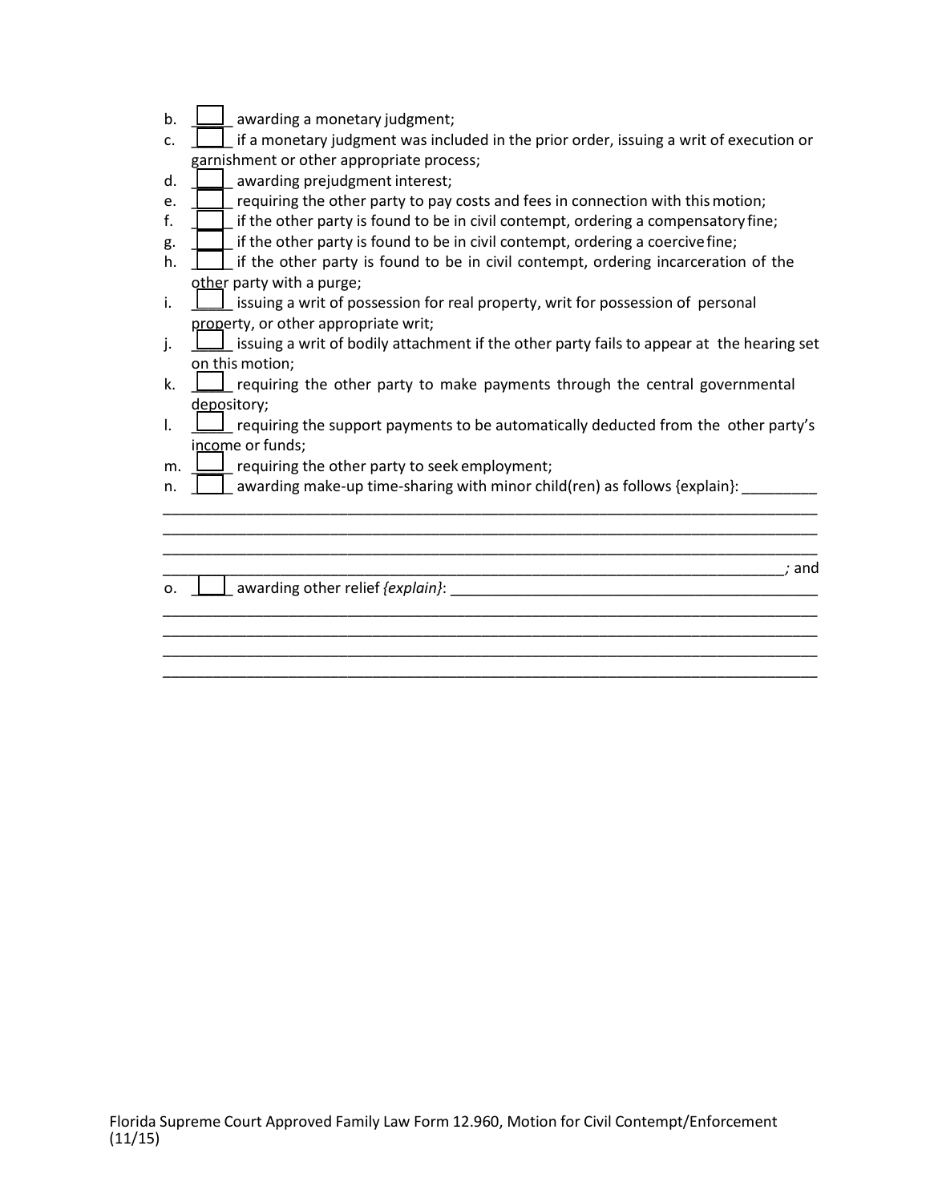b. ☐ awarding a monetary judgment;

c. ☐ if a monetary judgment was included in the prior order, issuing a writ of execution or garnishment or other appropriate process;

d. ☐ awarding prejudgment interest;

e. ☐ requiring the other party to pay costs and fees in connection with this motion;

f. ☐ if the other party is found to be in civil contempt, ordering a compensatory fine;

g. ☐ if the other party is found to be in civil contempt, ordering a coercive fine;

h. ☐ if the other party is found to be in civil contempt, ordering incarceration of the other party with a purge;

i. ☐ issuing a writ of possession for real property, writ for possession of personal property, or other appropriate writ;

j. ☐ issuing a writ of bodily attachment if the other party fails to appear at the hearing set on this motion;

k. ☐ requiring the other party to make payments through the central governmental depository;

l. ☐ requiring the support payments to be automatically deducted from the other party's income or funds;

m. ☐ requiring the other party to seek employment;

n. ☐ awarding make-up time-sharing with minor child(ren) as follows {explain}: _________
______________________________________________________________________________
______________________________________________________________________________
______________________________________________________________________________
______________________________________________________________________________*; and*

o. ☐ awarding other relief *{explain}*: ______________________________________________
______________________________________________________________________________
______________________________________________________________________________
______________________________________________________________________________
______________________________________________________________________________

Florida Supreme Court Approved Family Law Form 12.960, Motion for Civil Contempt/Enforcement (11/15)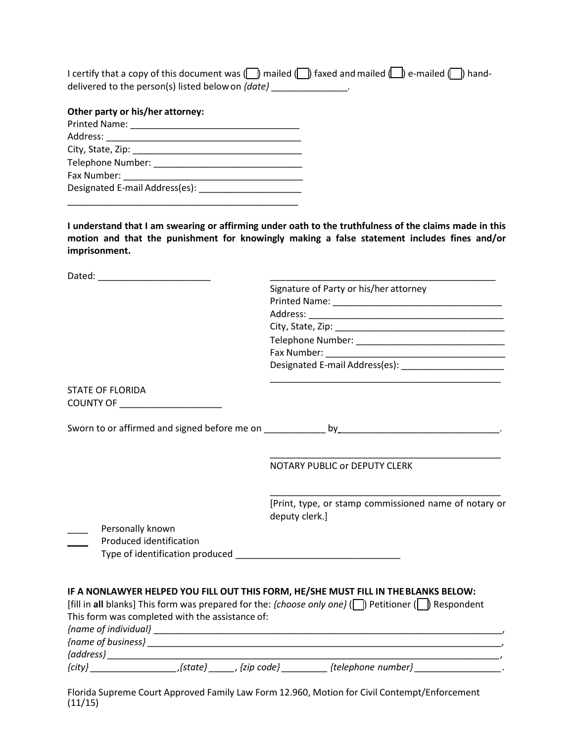I certify that a copy of this document was ( ) mailed ( ) faxed and mailed ( ) e-mailed ( ) hand-delivered to the person(s) listed below on *{date}* _______________.

**Other party or his/her attorney:**
Printed Name: _________________________________
Address: _____________________________________
City, State, Zip: ______________________________
Telephone Number: ____________________________
Fax Number: __________________________________
Designated E-mail Address(es): ___________________
_____________________________________________

**I understand that I am swearing or affirming under oath to the truthfulness of the claims made in this motion and that the punishment for knowingly making a false statement includes fines and/or imprisonment.**

Dated: ______________________

_____________________________________________
Signature of Party or his/her attorney
Printed Name: _________________________________
Address: _____________________________________
City, State, Zip: ______________________________
Telephone Number: ____________________________
Fax Number: __________________________________
Designated E-mail Address(es): ___________________
_____________________________________________

STATE OF FLORIDA
COUNTY OF ____________________

Sworn to or affirmed and signed before me on ____________ by_______________________________.

_____________________________________________
NOTARY PUBLIC or DEPUTY CLERK

_____________________________________________
[Print, type, or stamp commissioned name of notary or deputy clerk.]

____ Personally known
____ Produced identification
Type of identification produced _______________________________

**IF A NONLAWYER HELPED YOU FILL OUT THIS FORM, HE/SHE MUST FILL IN THE BLANKS BELOW:**
[fill in **all** blanks] This form was prepared for the: *{choose only one}* ( ) Petitioner ( ) Respondent
This form was completed with the assistance of:
*{name of individual}* _________________________________________________________________,
*{name of business}* __________________________________________________________________,
*{address}* _________________________________________________________________________,
*{city}* _________________,*{state}* _____, *{zip code}* _________ *{telephone number}* _________________.

Florida Supreme Court Approved Family Law Form 12.960, Motion for Civil Contempt/Enforcement (11/15)